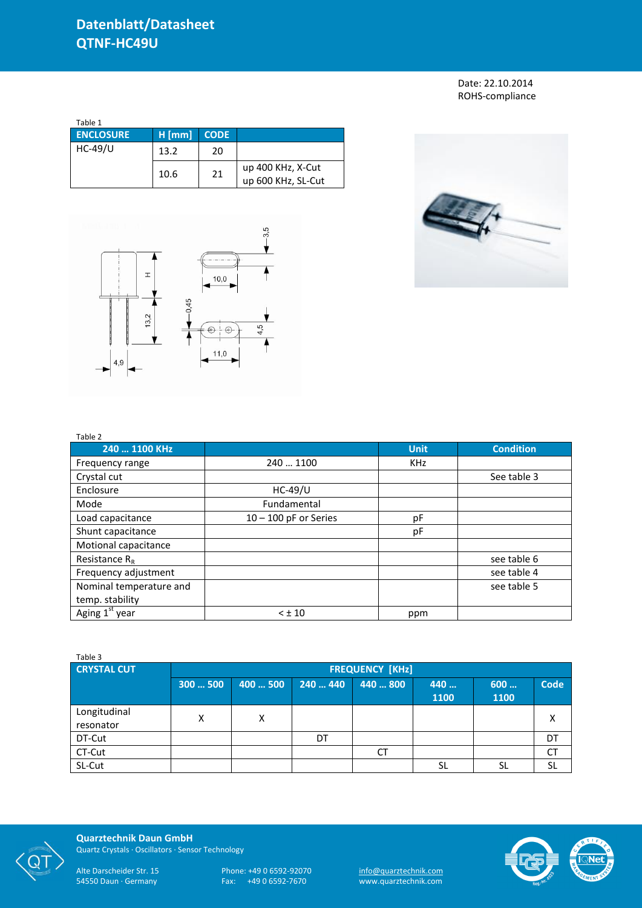# Datenblatt/Datasheet
# QTNF-HC49U

Date: 22.10.2014
ROHS-compliance

Table 1

| ENCLOSURE | H [mm] | CODE | |
|---|---|---|---|
| HC-49/U | 13.2 | 20 | |
| | 10.6 | 21 | up 400 KHz, X-Cut<br>up 600 KHz, SL-Cut |

Table 2

| 240 … 1100 KHz | | Unit | Condition |
|---|---|---|---|
| Frequency range | 240 … 1100 | KHz | |
| Crystal cut | | | See table 3 |
| Enclosure | HC-49/U | | |
| Mode | Fundamental | | |
| Load capacitance | 10 – 100 pF or Series | pF | |
| Shunt capacitance | | pF | |
| Motional capacitance | | | |
| Resistance $R_R$ | | | see table 6 |
| Frequency adjustment | | | see table 4 |
| Nominal temperature and temp. stability | | | see table 5 |
| Aging 1st year | < ± 10 | ppm | |

Table 3

| CRYSTAL CUT | FREQUENCY [KHz] | | | | | | |
|---|---|---|---|---|---|---|---|
| | 300 … 500 | 400 … 500 | 240 … 440 | 440 … 800 | 440 … 1100 | 600 … 1100 | Code |
| Longitudinal resonator | X | X | | | | | X |
| DT-Cut | | | DT | | | | DT |
| CT-Cut | | | | CT | | | CT |
| SL-Cut | | | | | SL | SL | SL |

**Quartztechnik Daun GmbH**
Quartz Crystals · Oscillators · Sensor Technology

Alte Darscheider Str. 15
54550 Daun · Germany

Phone: +49 0 6592-92070
Fax: +49 0 6592-7670

info@quarztechnik.com
www.quarztechnik.com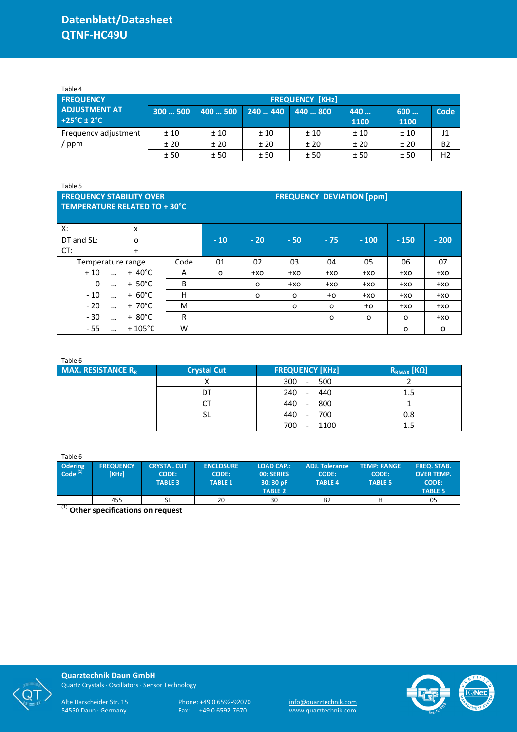Table 4

| FREQUENCY ADJUSTMENT AT +25°C ± 2°C | FREQUENCY [KHz] | | | | | | |
|---|---|---|---|---|---|---|---|
| | 300 … 500 | 400 … 500 | 240 … 440 | 440 … 800 | 440 … 1100 | 600 … 1100 | Code |
| Frequency adjustment / ppm | ± 10 | ± 10 | ± 10 | ± 10 | ± 10 | ± 10 | J1 |
| | ± 20 | ± 20 | ± 20 | ± 20 | ± 20 | ± 20 | B2 |
| | ± 50 | ± 50 | ± 50 | ± 50 | ± 50 | ± 50 | H2 |

Table 5

| FREQUENCY STABILITY OVER TEMPERATURE RELATED TO + 30°C | | FREQUENCY DEVIATION [ppm] | | | | | | |
|---|---|---|---|---|---|---|---|---|
| X: x<br>DT and SL: o<br>CT: + | | - 10 | - 20 | - 50 | - 75 | - 100 | - 150 | - 200 |
| Temperature range | Code | 01 | 02 | 03 | 04 | 05 | 06 | 07 |
| + 10 … + 40°C | A | o | +xo | +xo | +xo | +xo | +xo | +xo |
| 0 … + 50°C | B | | o | +xo | +xo | +xo | +xo | +xo |
| - 10 … + 60°C | H | | o | o | +o | +xo | +xo | +xo |
| - 20 … + 70°C | M | | | o | o | +o | +xo | +xo |
| - 30 … + 80°C | R | | | | o | o | o | +xo |
| - 55 … + 105°C | W | | | | | | o | o |

Table 6

| MAX. RESISTANCE $R_R$ | Crystal Cut | FREQUENCY [KHz] | $R_{RMAX}$ [KΩ] |
|---|---|---|---|
| | X | 300 - 500 | 2 |
| | DT | 240 - 440 | 1.5 |
| | CT | 440 - 800 | 1 |
| | SL | 440 - 700 | 0.8 |
| | | 700 - 1100 | 1.5 |

Table 6

| Odering Code [(1)] | FREQUENCY [KHz] | CRYSTAL CUT CODE: TABLE 3 | ENCLOSURE CODE: TABLE 1 | LOAD CAP.: 00: SERIES 30: 30 pF TABLE 2 | ADJ. Tolerance CODE: TABLE 4 | TEMP: RANGE CODE: TABLE 5 | FREQ. STAB. OVER TEMP. CODE: TABLE 5 |
|---|---|---|---|---|---|---|---|
| | 455 | SL | 20 | 30 | B2 | H | 05 |

(1) **Other specifications on request**

**Quarztechnik Daun GmbH**
Quartz Crystals · Oscillators · Sensor Technology

Alte Darscheider Str. 15
54550 Daun · Germany

Phone: +49 0 6592-92070
Fax: +49 0 6592-7670

info@quarztechnik.com
www.quarztechnik.com